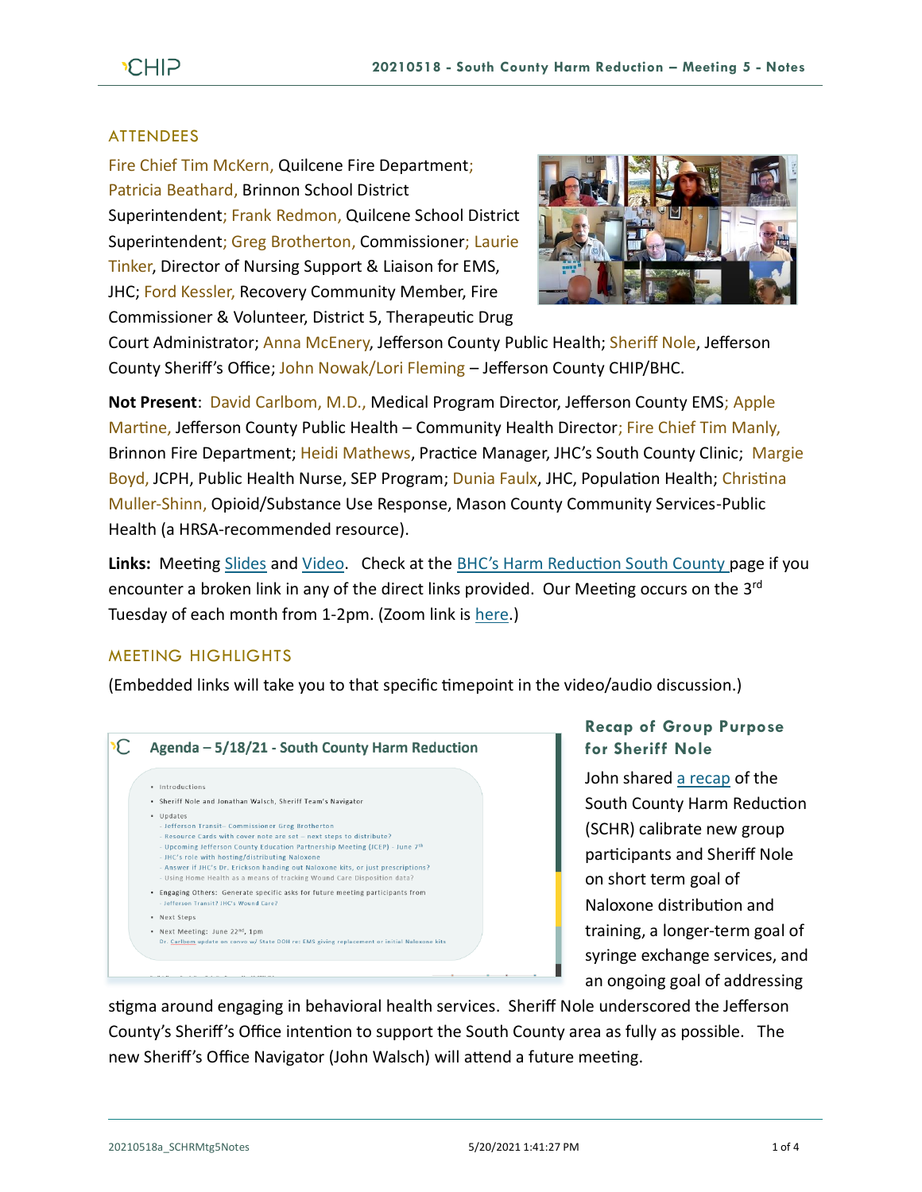## ATTENDEES

Fire Chief Tim McKern, Quilcene Fire Department; Patricia Beathard, Brinnon School District Superintendent; Frank Redmon, Quilcene School District Superintendent; Greg Brotherton, Commissioner; Laurie Tinker, Director of Nursing Support & Liaison for EMS, JHC; Ford Kessler, Recovery Community Member, Fire Commissioner & Volunteer, District 5, Therapeutic Drug Court Administrator; Anna McEnery, Jefferson County Public Health; Sheriff Nole, Jefferson County Sheriff's Office; John Nowak/Lori Fleming – Jefferson County CHIP/BHC.

**Not Present**: David Carlbom, M.D., Medical Program Director, Jefferson County EMS; Apple Martine, Jefferson County Public Health – Community Health Director; Fire Chief Tim Manly, Brinnon Fire Department; Heidi Mathews, Practice Manager, JHC's South County Clinic; Margie Boyd, JCPH, Public Health Nurse, SEP Program; Dunia Faulx, JHC, Population Health; Christina Muller-Shinn, Opioid/Substance Use Response, Mason County Community Services-Public Health (a HRSA-recommended resource).

**Links:** Meeting Slides and Video. Check at the BHC's Harm Reduction South County page if you encounter a broken link in any of the direct links provided. Our Meeting occurs on the 3rd Tuesday of each month from 1-2pm. (Zoom link is here.)

## MEETING HIGHLIGHTS

(Embedded links will take you to that specific timepoint in the video/audio discussion.)

**Agenda – 5/18/21 - South County Harm Reduction**

- Introductions
- Sheriff Nole and Jonathan Walsch, Sheriff Team's Navigator
- Updates
  - Jefferson Transit– Commissioner Greg Brotherton
  - Resource Cards with cover note are set – next steps to distribute?
  - Upcoming Jefferson County Education Partnership Meeting (JCEP) – June 7th
  - JHC's role with hosting/distributing Naloxone
  - Answer if JHC's Dr. Erickson handing out Naloxone kits, or just prescriptions?
  - Using Home Health as a means of tracking Wound Care Disposition data?
- Engaging Others: Generate specific asks for future meeting participants from
  - Jefferson Transit? JHC's Wound Care?
- Next Steps
- Next Meeting: June 22nd, 1pm
  - Dr. Carlbom update on convo w/ State DOH re: EMS giving replacement or initial Naloxone kits

### Recap of Group Purpose for Sheriff Nole

John shared a recap of the South County Harm Reduction (SCHR) calibrate new group participants and Sheriff Nole on short term goal of Naloxone distribution and training, a longer-term goal of syringe exchange services, and an ongoing goal of addressing stigma around engaging in behavioral health services. Sheriff Nole underscored the Jefferson County's Sheriff's Office intention to support the South County area as fully as possible. The new Sheriff's Office Navigator (John Walsch) will attend a future meeting.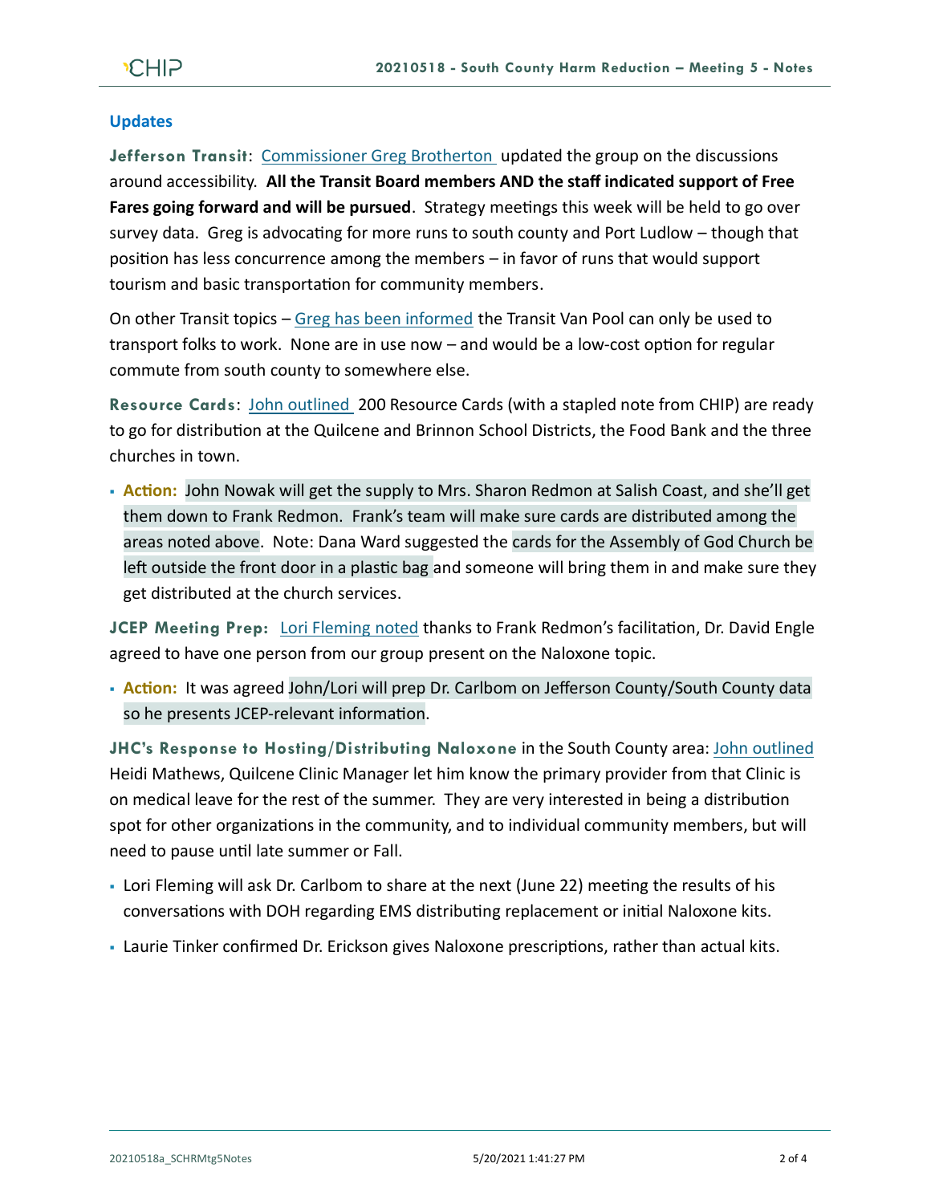## Updates

**Jefferson Transit**: Commissioner Greg Brotherton updated the group on the discussions around accessibility. **All the Transit Board members AND the staff indicated support of Free Fares going forward and will be pursued**. Strategy meetings this week will be held to go over survey data. Greg is advocating for more runs to south county and Port Ludlow – though that position has less concurrence among the members – in favor of runs that would support tourism and basic transportation for community members.

On other Transit topics – Greg has been informed the Transit Van Pool can only be used to transport folks to work. None are in use now – and would be a low-cost option for regular commute from south county to somewhere else.

**Resource Cards**: John outlined 200 Resource Cards (with a stapled note from CHIP) are ready to go for distribution at the Quilcene and Brinnon School Districts, the Food Bank and the three churches in town.

- **Action:** John Nowak will get the supply to Mrs. Sharon Redmon at Salish Coast, and she'll get them down to Frank Redmon. Frank's team will make sure cards are distributed among the areas noted above. Note: Dana Ward suggested the cards for the Assembly of God Church be left outside the front door in a plastic bag and someone will bring them in and make sure they get distributed at the church services.

**JCEP Meeting Prep:** Lori Fleming noted thanks to Frank Redmon's facilitation, Dr. David Engle agreed to have one person from our group present on the Naloxone topic.

- **Action:** It was agreed John/Lori will prep Dr. Carlbom on Jefferson County/South County data so he presents JCEP-relevant information.

**JHC's Response to Hosting/Distributing Naloxone** in the South County area: John outlined Heidi Mathews, Quilcene Clinic Manager let him know the primary provider from that Clinic is on medical leave for the rest of the summer. They are very interested in being a distribution spot for other organizations in the community, and to individual community members, but will need to pause until late summer or Fall.

- Lori Fleming will ask Dr. Carlbom to share at the next (June 22) meeting the results of his conversations with DOH regarding EMS distributing replacement or initial Naloxone kits.
- Laurie Tinker confirmed Dr. Erickson gives Naloxone prescriptions, rather than actual kits.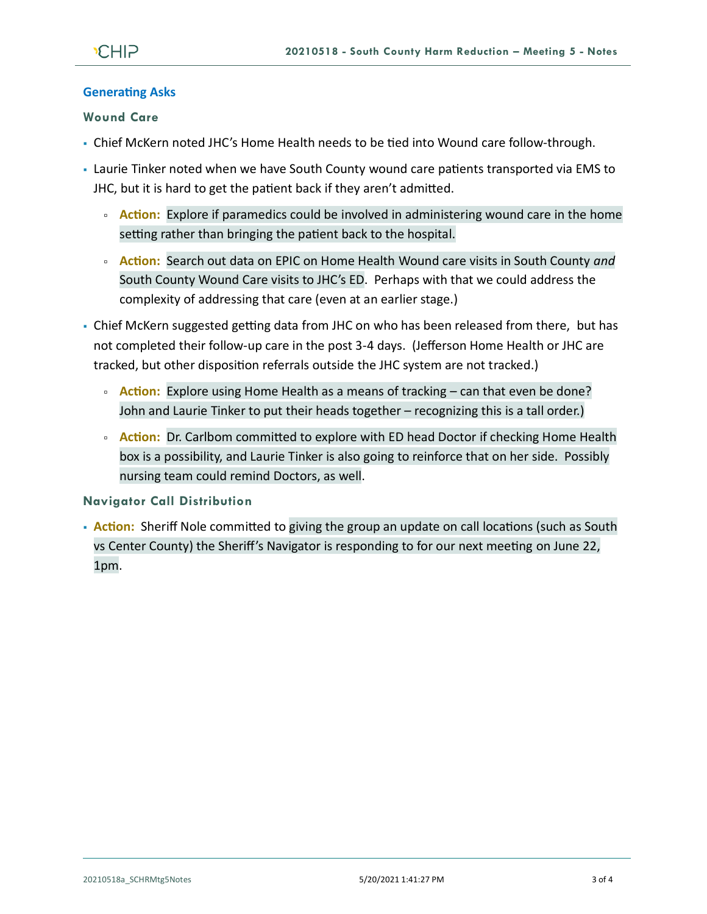## Generating Asks

### Wound Care

- Chief McKern noted JHC's Home Health needs to be tied into Wound care follow-through.
- Laurie Tinker noted when we have South County wound care patients transported via EMS to JHC, but it is hard to get the patient back if they aren't admitted.
  - **Action:** Explore if paramedics could be involved in administering wound care in the home setting rather than bringing the patient back to the hospital.
  - **Action:** Search out data on EPIC on Home Health Wound care visits in South County *and* South County Wound Care visits to JHC's ED. Perhaps with that we could address the complexity of addressing that care (even at an earlier stage.)
- Chief McKern suggested getting data from JHC on who has been released from there, but has not completed their follow-up care in the post 3-4 days. (Jefferson Home Health or JHC are tracked, but other disposition referrals outside the JHC system are not tracked.)
  - **Action:** Explore using Home Health as a means of tracking – can that even be done? John and Laurie Tinker to put their heads together – recognizing this is a tall order.)
  - **Action:** Dr. Carlbom committed to explore with ED head Doctor if checking Home Health box is a possibility, and Laurie Tinker is also going to reinforce that on her side. Possibly nursing team could remind Doctors, as well.

### Navigator Call Distribution

- **Action:** Sheriff Nole committed to giving the group an update on call locations (such as South vs Center County) the Sheriff's Navigator is responding to for our next meeting on June 22, 1pm.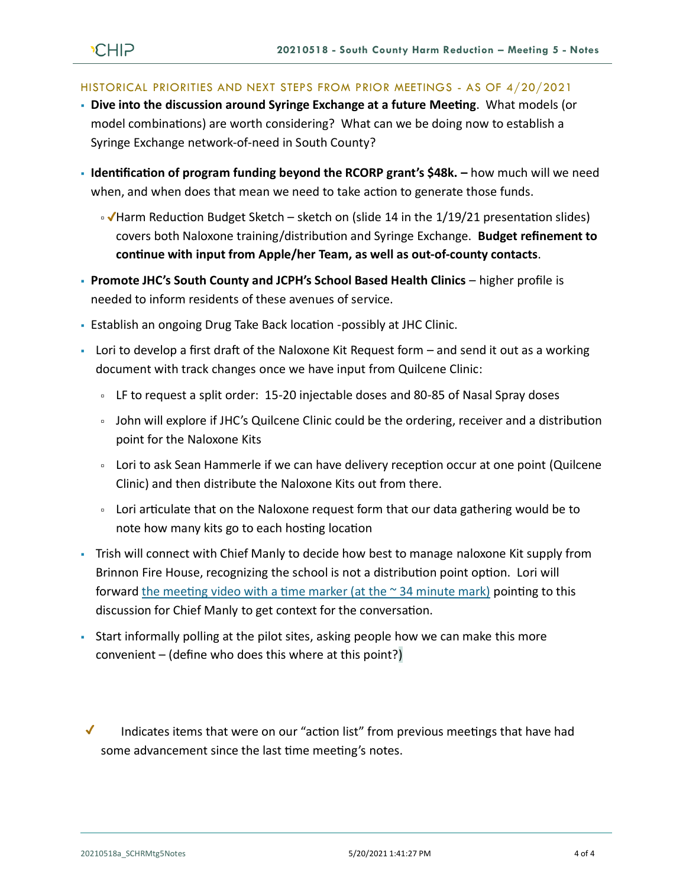## HISTORICAL PRIORITIES AND NEXT STEPS FROM PRIOR MEETINGS - AS OF 4/20/2021

- **Dive into the discussion around Syringe Exchange at a future Meeting**. What models (or model combinations) are worth considering? What can we be doing now to establish a Syringe Exchange network-of-need in South County?
- **Identification of program funding beyond the RCORP grant's $48k. –** how much will we need when, and when does that mean we need to take action to generate those funds.
  - ✓Harm Reduction Budget Sketch – sketch on (slide 14 in the 1/19/21 presentation slides) covers both Naloxone training/distribution and Syringe Exchange. **Budget refinement to continue with input from Apple/her Team, as well as out-of-county contacts**.
- **Promote JHC's South County and JCPH's School Based Health Clinics** – higher profile is needed to inform residents of these avenues of service.
- Establish an ongoing Drug Take Back location -possibly at JHC Clinic.
- Lori to develop a first draft of the Naloxone Kit Request form – and send it out as a working document with track changes once we have input from Quilcene Clinic:
  - LF to request a split order: 15-20 injectable doses and 80-85 of Nasal Spray doses
  - John will explore if JHC's Quilcene Clinic could be the ordering, receiver and a distribution point for the Naloxone Kits
  - Lori to ask Sean Hammerle if we can have delivery reception occur at one point (Quilcene Clinic) and then distribute the Naloxone Kits out from there.
  - Lori articulate that on the Naloxone request form that our data gathering would be to note how many kits go to each hosting location
- Trish will connect with Chief Manly to decide how best to manage naloxone Kit supply from Brinnon Fire House, recognizing the school is not a distribution point option. Lori will forward the meeting video with a time marker (at the ~ 34 minute mark) pointing to this discussion for Chief Manly to get context for the conversation.
- Start informally polling at the pilot sites, asking people how we can make this more convenient – (define who does this where at this point?)

✓ Indicates items that were on our "action list" from previous meetings that have had some advancement since the last time meeting's notes.